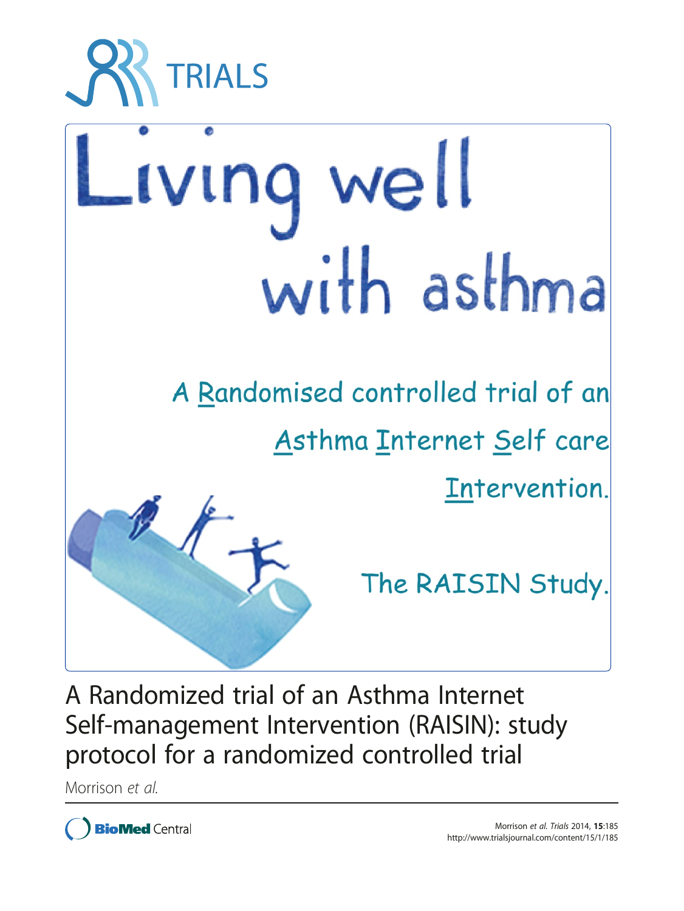TRIALS

Living well with asthma

A Randomised controlled trial of an Asthma Internet Self care Intervention.

The RAISIN Study.

# A Randomized trial of an Asthma Internet Self-management Intervention (RAISIN): study protocol for a randomized controlled trial

Morrison *et al.*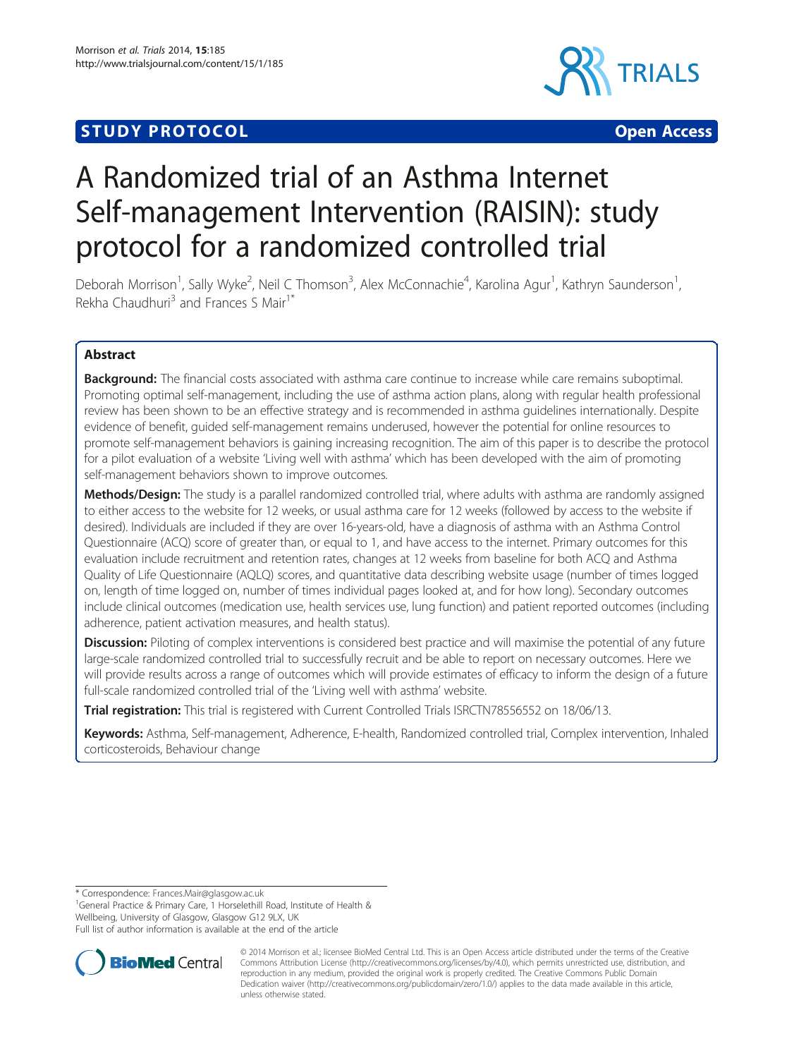# A Randomized trial of an Asthma Internet Self-management Intervention (RAISIN): study protocol for a randomized controlled trial

Deborah Morrison[1], Sally Wyke[2], Neil C Thomson[3], Alex McConnachie[4], Karolina Agur[1], Kathryn Saunderson[1], Rekha Chaudhuri[3] and Frances S Mair[1*]

## Abstract

**Background:** The financial costs associated with asthma care continue to increase while care remains suboptimal. Promoting optimal self-management, including the use of asthma action plans, along with regular health professional review has been shown to be an effective strategy and is recommended in asthma guidelines internationally. Despite evidence of benefit, guided self-management remains underused, however the potential for online resources to promote self-management behaviors is gaining increasing recognition. The aim of this paper is to describe the protocol for a pilot evaluation of a website 'Living well with asthma' which has been developed with the aim of promoting self-management behaviors shown to improve outcomes.

**Methods/Design:** The study is a parallel randomized controlled trial, where adults with asthma are randomly assigned to either access to the website for 12 weeks, or usual asthma care for 12 weeks (followed by access to the website if desired). Individuals are included if they are over 16-years-old, have a diagnosis of asthma with an Asthma Control Questionnaire (ACQ) score of greater than, or equal to 1, and have access to the internet. Primary outcomes for this evaluation include recruitment and retention rates, changes at 12 weeks from baseline for both ACQ and Asthma Quality of Life Questionnaire (AQLQ) scores, and quantitative data describing website usage (number of times logged on, length of time logged on, number of times individual pages looked at, and for how long). Secondary outcomes include clinical outcomes (medication use, health services use, lung function) and patient reported outcomes (including adherence, patient activation measures, and health status).

**Discussion:** Piloting of complex interventions is considered best practice and will maximise the potential of any future large-scale randomized controlled trial to successfully recruit and be able to report on necessary outcomes. Here we will provide results across a range of outcomes which will provide estimates of efficacy to inform the design of a future full-scale randomized controlled trial of the 'Living well with asthma' website.

**Trial registration:** This trial is registered with Current Controlled Trials ISRCTN78556552 on 18/06/13.

**Keywords:** Asthma, Self-management, Adherence, E-health, Randomized controlled trial, Complex intervention, Inhaled corticosteroids, Behaviour change

\* Correspondence: Frances.Mair@glasgow.ac.uk
[1]General Practice & Primary Care, 1 Horselethill Road, Institute of Health & Wellbeing, University of Glasgow, Glasgow G12 9LX, UK
Full list of author information is available at the end of the article

© 2014 Morrison et al.; licensee BioMed Central Ltd. This is an Open Access article distributed under the terms of the Creative Commons Attribution License (http://creativecommons.org/licenses/by/4.0), which permits unrestricted use, distribution, and reproduction in any medium, provided the original work is properly credited. The Creative Commons Public Domain Dedication waiver (http://creativecommons.org/publicdomain/zero/1.0/) applies to the data made available in this article, unless otherwise stated.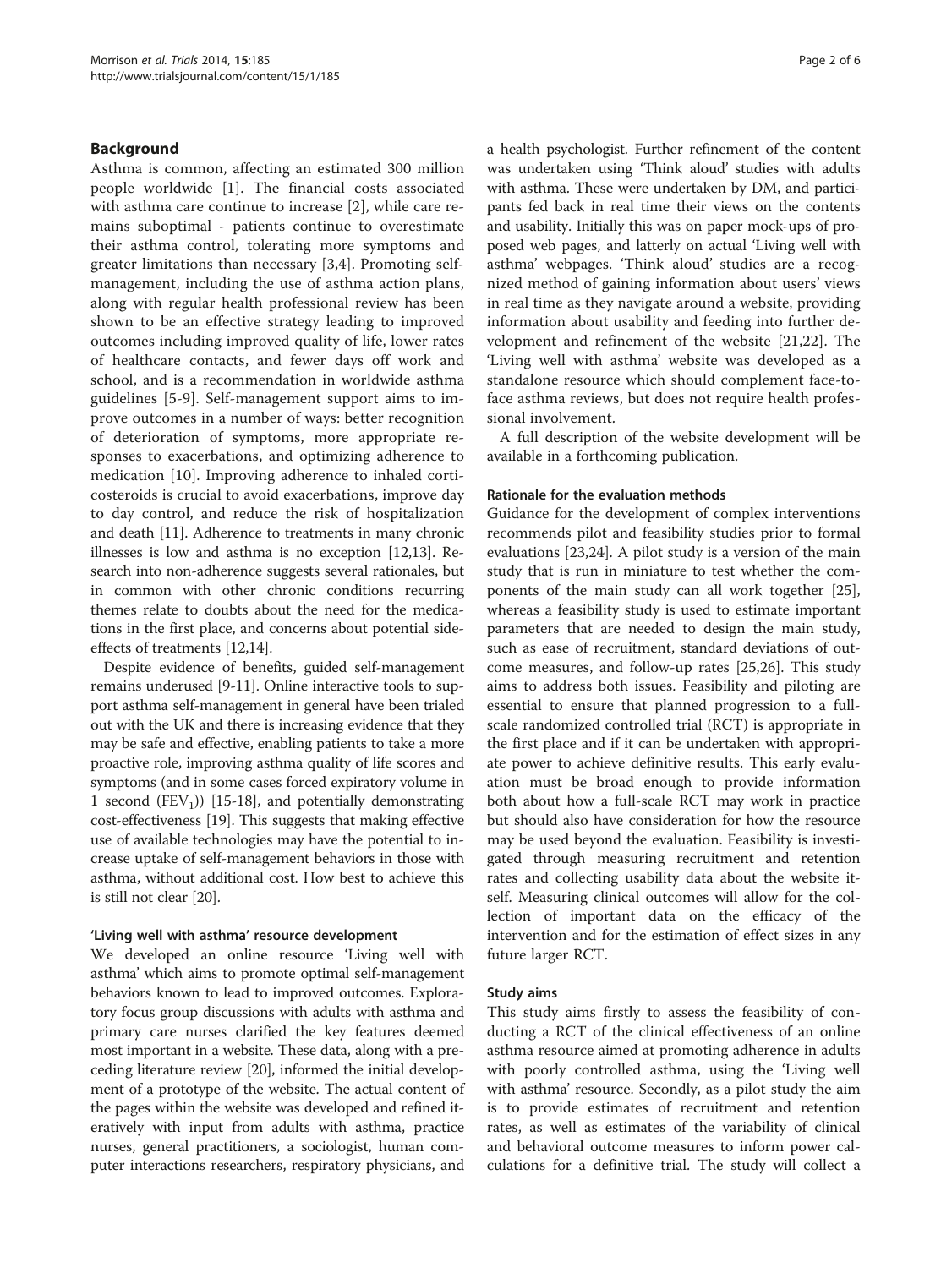## Background

Asthma is common, affecting an estimated 300 million people worldwide [1]. The financial costs associated with asthma care continue to increase [2], while care remains suboptimal - patients continue to overestimate their asthma control, tolerating more symptoms and greater limitations than necessary [3,4]. Promoting self-management, including the use of asthma action plans, along with regular health professional review has been shown to be an effective strategy leading to improved outcomes including improved quality of life, lower rates of healthcare contacts, and fewer days off work and school, and is a recommendation in worldwide asthma guidelines [5-9]. Self-management support aims to improve outcomes in a number of ways: better recognition of deterioration of symptoms, more appropriate responses to exacerbations, and optimizing adherence to medication [10]. Improving adherence to inhaled corticosteroids is crucial to avoid exacerbations, improve day to day control, and reduce the risk of hospitalization and death [11]. Adherence to treatments in many chronic illnesses is low and asthma is no exception [12,13]. Research into non-adherence suggests several rationales, but in common with other chronic conditions recurring themes relate to doubts about the need for the medications in the first place, and concerns about potential side-effects of treatments [12,14].

Despite evidence of benefits, guided self-management remains underused [9-11]. Online interactive tools to support asthma self-management in general have been trialed out with the UK and there is increasing evidence that they may be safe and effective, enabling patients to take a more proactive role, improving asthma quality of life scores and symptoms (and in some cases forced expiratory volume in 1 second ($FEV_1$)) [15-18], and potentially demonstrating cost-effectiveness [19]. This suggests that making effective use of available technologies may have the potential to increase uptake of self-management behaviors in those with asthma, without additional cost. How best to achieve this is still not clear [20].

### 'Living well with asthma' resource development

We developed an online resource 'Living well with asthma' which aims to promote optimal self-management behaviors known to lead to improved outcomes. Exploratory focus group discussions with adults with asthma and primary care nurses clarified the key features deemed most important in a website. These data, along with a preceding literature review [20], informed the initial development of a prototype of the website. The actual content of the pages within the website was developed and refined iteratively with input from adults with asthma, practice nurses, general practitioners, a sociologist, human computer interactions researchers, respiratory physicians, and a health psychologist. Further refinement of the content was undertaken using 'Think aloud' studies with adults with asthma. These were undertaken by DM, and participants fed back in real time their views on the contents and usability. Initially this was on paper mock-ups of proposed web pages, and latterly on actual 'Living well with asthma' webpages. 'Think aloud' studies are a recognized method of gaining information about users' views in real time as they navigate around a website, providing information about usability and feeding into further development and refinement of the website [21,22]. The 'Living well with asthma' website was developed as a standalone resource which should complement face-to-face asthma reviews, but does not require health professional involvement.

A full description of the website development will be available in a forthcoming publication.

### Rationale for the evaluation methods

Guidance for the development of complex interventions recommends pilot and feasibility studies prior to formal evaluations [23,24]. A pilot study is a version of the main study that is run in miniature to test whether the components of the main study can all work together [25], whereas a feasibility study is used to estimate important parameters that are needed to design the main study, such as ease of recruitment, standard deviations of outcome measures, and follow-up rates [25,26]. This study aims to address both issues. Feasibility and piloting are essential to ensure that planned progression to a full-scale randomized controlled trial (RCT) is appropriate in the first place and if it can be undertaken with appropriate power to achieve definitive results. This early evaluation must be broad enough to provide information both about how a full-scale RCT may work in practice but should also have consideration for how the resource may be used beyond the evaluation. Feasibility is investigated through measuring recruitment and retention rates and collecting usability data about the website itself. Measuring clinical outcomes will allow for the collection of important data on the efficacy of the intervention and for the estimation of effect sizes in any future larger RCT.

### Study aims

This study aims firstly to assess the feasibility of conducting a RCT of the clinical effectiveness of an online asthma resource aimed at promoting adherence in adults with poorly controlled asthma, using the 'Living well with asthma' resource. Secondly, as a pilot study the aim is to provide estimates of recruitment and retention rates, as well as estimates of the variability of clinical and behavioral outcome measures to inform power calculations for a definitive trial. The study will collect a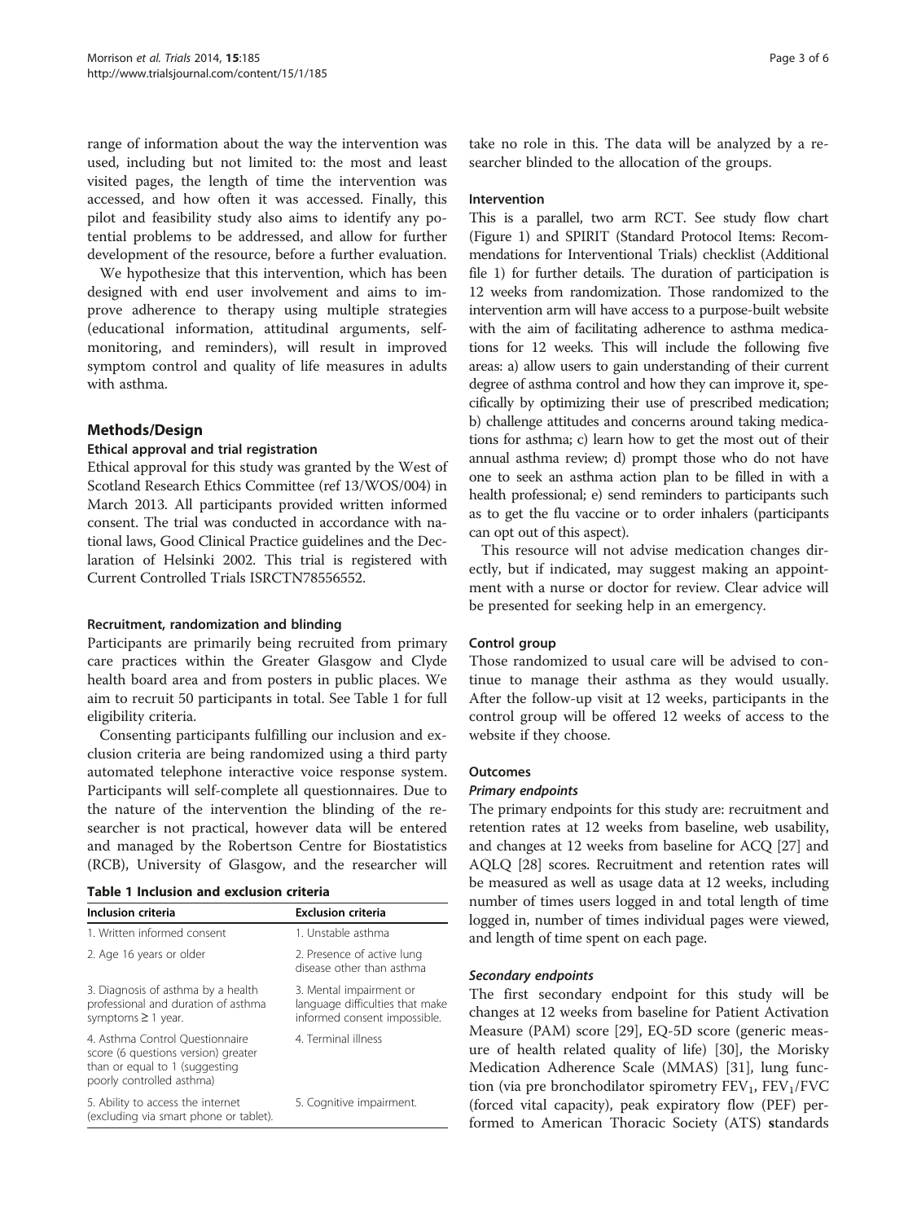range of information about the way the intervention was used, including but not limited to: the most and least visited pages, the length of time the intervention was accessed, and how often it was accessed. Finally, this pilot and feasibility study also aims to identify any potential problems to be addressed, and allow for further development of the resource, before a further evaluation.

We hypothesize that this intervention, which has been designed with end user involvement and aims to improve adherence to therapy using multiple strategies (educational information, attitudinal arguments, self-monitoring, and reminders), will result in improved symptom control and quality of life measures in adults with asthma.

## Methods/Design

### Ethical approval and trial registration

Ethical approval for this study was granted by the West of Scotland Research Ethics Committee (ref 13/WOS/004) in March 2013. All participants provided written informed consent. The trial was conducted in accordance with national laws, Good Clinical Practice guidelines and the Declaration of Helsinki 2002. This trial is registered with Current Controlled Trials ISRCTN78556552.

### Recruitment, randomization and blinding

Participants are primarily being recruited from primary care practices within the Greater Glasgow and Clyde health board area and from posters in public places. We aim to recruit 50 participants in total. See Table 1 for full eligibility criteria.

Consenting participants fulfilling our inclusion and exclusion criteria are being randomized using a third party automated telephone interactive voice response system. Participants will self-complete all questionnaires. Due to the nature of the intervention the blinding of the researcher is not practical, however data will be entered and managed by the Robertson Centre for Biostatistics (RCB), University of Glasgow, and the researcher will take no role in this. The data will be analyzed by a researcher blinded to the allocation of the groups.

**Table 1 Inclusion and exclusion criteria**

| Inclusion criteria | Exclusion criteria |
|---|---|
| 1. Written informed consent | 1. Unstable asthma |
| 2. Age 16 years or older | 2. Presence of active lung disease other than asthma |
| 3. Diagnosis of asthma by a health professional and duration of asthma symptoms ≥ 1 year. | 3. Mental impairment or language difficulties that make informed consent impossible. |
| 4. Asthma Control Questionnaire score (6 questions version) greater than or equal to 1 (suggesting poorly controlled asthma) | 4. Terminal illness |
| 5. Ability to access the internet (excluding via smart phone or tablet). | 5. Cognitive impairment. |

### Intervention

This is a parallel, two arm RCT. See study flow chart (Figure 1) and SPIRIT (Standard Protocol Items: Recommendations for Interventional Trials) checklist (Additional file 1) for further details. The duration of participation is 12 weeks from randomization. Those randomized to the intervention arm will have access to a purpose-built website with the aim of facilitating adherence to asthma medications for 12 weeks. This will include the following five areas: a) allow users to gain understanding of their current degree of asthma control and how they can improve it, specifically by optimizing their use of prescribed medication; b) challenge attitudes and concerns around taking medications for asthma; c) learn how to get the most out of their annual asthma review; d) prompt those who do not have one to seek an asthma action plan to be filled in with a health professional; e) send reminders to participants such as to get the flu vaccine or to order inhalers (participants can opt out of this aspect).

This resource will not advise medication changes directly, but if indicated, may suggest making an appointment with a nurse or doctor for review. Clear advice will be presented for seeking help in an emergency.

### Control group

Those randomized to usual care will be advised to continue to manage their asthma as they would usually. After the follow-up visit at 12 weeks, participants in the control group will be offered 12 weeks of access to the website if they choose.

### Outcomes

#### *Primary endpoints*

The primary endpoints for this study are: recruitment and retention rates at 12 weeks from baseline, web usability, and changes at 12 weeks from baseline for ACQ [27] and AQLQ [28] scores. Recruitment and retention rates will be measured as well as usage data at 12 weeks, including number of times users logged in and total length of time logged in, number of times individual pages were viewed, and length of time spent on each page.

#### *Secondary endpoints*

The first secondary endpoint for this study will be changes at 12 weeks from baseline for Patient Activation Measure (PAM) score [29], EQ-5D score (generic measure of health related quality of life) [30], the Morisky Medication Adherence Scale (MMAS) [31], lung function (via pre bronchodilator spirometry $FEV_1$, $FEV_1$/FVC (forced vital capacity), peak expiratory flow (PEF) performed to American Thoracic Society (ATS) standards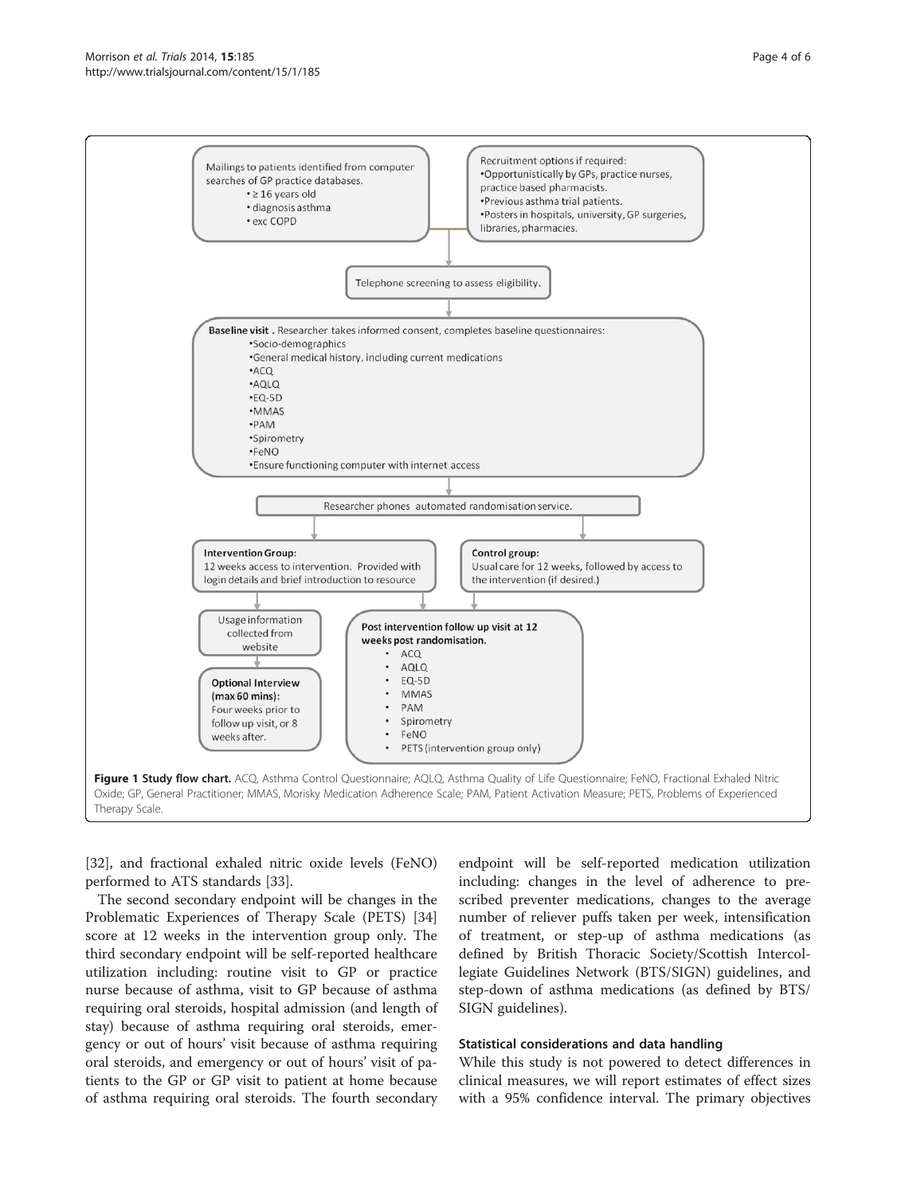Mailings to patients identified from computer searches of GP practice databases.
- ≥ 16 years old
- diagnosis asthma
- exc COPD

Recruitment options if required:
- Opportunistically by GPs, practice nurses, practice based pharmacists.
- Previous asthma trial patients.
- Posters in hospitals, university, GP surgeries, libraries, pharmacies.

Telephone screening to assess eligibility.

**Baseline visit**. Researcher takes informed consent, completes baseline questionnaires:
- Socio-demographics
- General medical history, including current medications
- ACQ
- AQLQ
- EQ-5D
- MMAS
- PAM
- Spirometry
- FeNO
- Ensure functioning computer with internet access

Researcher phones automated randomisation service.

**Intervention Group:**
12 weeks access to intervention. Provided with login details and brief introduction to resource

**Control group:**
Usual care for 12 weeks, followed by access to the intervention (if desired.)

Usage information collected from website

**Optional Interview (max 60 mins):**
Four weeks prior to follow up visit, or 8 weeks after.

**Post intervention follow up visit at 12 weeks post randomisation.**
- ACQ
- AQLQ
- EQ-5D
- MMAS
- PAM
- Spirometry
- FeNO
- PETS (intervention group only)

**Figure 1 Study flow chart.** ACQ, Asthma Control Questionnaire; AQLQ, Asthma Quality of Life Questionnaire; FeNO, Fractional Exhaled Nitric Oxide; GP, General Practitioner; MMAS, Morisky Medication Adherence Scale; PAM, Patient Activation Measure; PETS, Problems of Experienced Therapy Scale.

[32], and fractional exhaled nitric oxide levels (FeNO) performed to ATS standards [33].

The second secondary endpoint will be changes in the Problematic Experiences of Therapy Scale (PETS) [34] score at 12 weeks in the intervention group only. The third secondary endpoint will be self-reported healthcare utilization including: routine visit to GP or practice nurse because of asthma, visit to GP because of asthma requiring oral steroids, hospital admission (and length of stay) because of asthma requiring oral steroids, emergency or out of hours' visit because of asthma requiring oral steroids, and emergency or out of hours' visit of patients to the GP or GP visit to patient at home because of asthma requiring oral steroids. The fourth secondary endpoint will be self-reported medication utilization including: changes in the level of adherence to prescribed preventer medications, changes to the average number of reliever puffs taken per week, intensification of treatment, or step-up of asthma medications (as defined by British Thoracic Society/Scottish Intercollegiate Guidelines Network (BTS/SIGN) guidelines, and step-down of asthma medications (as defined by BTS/SIGN guidelines).

### Statistical considerations and data handling

While this study is not powered to detect differences in clinical measures, we will report estimates of effect sizes with a 95% confidence interval. The primary objectives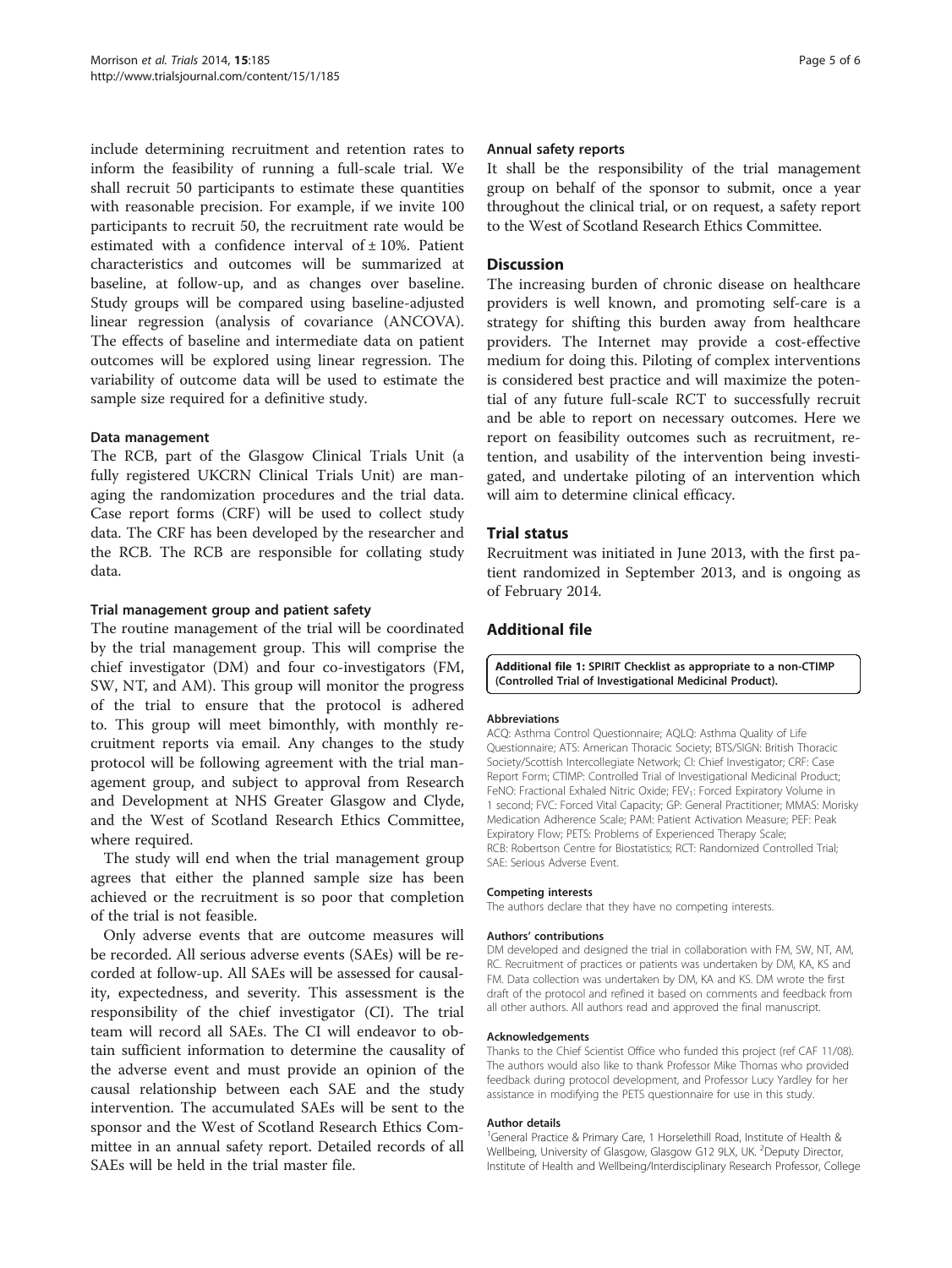include determining recruitment and retention rates to inform the feasibility of running a full-scale trial. We shall recruit 50 participants to estimate these quantities with reasonable precision. For example, if we invite 100 participants to recruit 50, the recruitment rate would be estimated with a confidence interval of ± 10%. Patient characteristics and outcomes will be summarized at baseline, at follow-up, and as changes over baseline. Study groups will be compared using baseline-adjusted linear regression (analysis of covariance (ANCOVA). The effects of baseline and intermediate data on patient outcomes will be explored using linear regression. The variability of outcome data will be used to estimate the sample size required for a definitive study.

#### Data management

The RCB, part of the Glasgow Clinical Trials Unit (a fully registered UKCRN Clinical Trials Unit) are managing the randomization procedures and the trial data. Case report forms (CRF) will be used to collect study data. The CRF has been developed by the researcher and the RCB. The RCB are responsible for collating study data.

#### Trial management group and patient safety

The routine management of the trial will be coordinated by the trial management group. This will comprise the chief investigator (DM) and four co-investigators (FM, SW, NT, and AM). This group will monitor the progress of the trial to ensure that the protocol is adhered to. This group will meet bimonthly, with monthly recruitment reports via email. Any changes to the study protocol will be following agreement with the trial management group, and subject to approval from Research and Development at NHS Greater Glasgow and Clyde, and the West of Scotland Research Ethics Committee, where required.

The study will end when the trial management group agrees that either the planned sample size has been achieved or the recruitment is so poor that completion of the trial is not feasible.

Only adverse events that are outcome measures will be recorded. All serious adverse events (SAEs) will be recorded at follow-up. All SAEs will be assessed for causality, expectedness, and severity. This assessment is the responsibility of the chief investigator (CI). The trial team will record all SAEs. The CI will endeavor to obtain sufficient information to determine the causality of the adverse event and must provide an opinion of the causal relationship between each SAE and the study intervention. The accumulated SAEs will be sent to the sponsor and the West of Scotland Research Ethics Committee in an annual safety report. Detailed records of all SAEs will be held in the trial master file.

#### Annual safety reports

It shall be the responsibility of the trial management group on behalf of the sponsor to submit, once a year throughout the clinical trial, or on request, a safety report to the West of Scotland Research Ethics Committee.

## Discussion

The increasing burden of chronic disease on healthcare providers is well known, and promoting self-care is a strategy for shifting this burden away from healthcare providers. The Internet may provide a cost-effective medium for doing this. Piloting of complex interventions is considered best practice and will maximize the potential of any future full-scale RCT to successfully recruit and be able to report on necessary outcomes. Here we report on feasibility outcomes such as recruitment, retention, and usability of the intervention being investigated, and undertake piloting of an intervention which will aim to determine clinical efficacy.

## Trial status

Recruitment was initiated in June 2013, with the first patient randomized in September 2013, and is ongoing as of February 2014.

## Additional file

**Additional file 1: SPIRIT Checklist as appropriate to a non-CTIMP (Controlled Trial of Investigational Medicinal Product).**

#### Abbreviations

ACQ: Asthma Control Questionnaire; AQLQ: Asthma Quality of Life Questionnaire; ATS: American Thoracic Society; BTS/SIGN: British Thoracic Society/Scottish Intercollegiate Network; CI: Chief Investigator; CRF: Case Report Form; CTIMP: Controlled Trial of Investigational Medicinal Product; FeNO: Fractional Exhaled Nitric Oxide; $FEV_1$: Forced Expiratory Volume in 1 second; FVC: Forced Vital Capacity; GP: General Practitioner; MMAS: Morisky Medication Adherence Scale; PAM: Patient Activation Measure; PEF: Peak Expiratory Flow; PETS: Problems of Experienced Therapy Scale; RCB: Robertson Centre for Biostatistics; RCT: Randomized Controlled Trial; SAE: Serious Adverse Event.

#### Competing interests

The authors declare that they have no competing interests.

#### Authors' contributions

DM developed and designed the trial in collaboration with FM, SW, NT, AM, RC. Recruitment of practices or patients was undertaken by DM, KA, KS and FM. Data collection was undertaken by DM, KA and KS. DM wrote the first draft of the protocol and refined it based on comments and feedback from all other authors. All authors read and approved the final manuscript.

#### Acknowledgements

Thanks to the Chief Scientist Office who funded this project (ref CAF 11/08). The authors would also like to thank Professor Mike Thomas who provided feedback during protocol development, and Professor Lucy Yardley for her assistance in modifying the PETS questionnaire for use in this study.

#### Author details

[1]General Practice & Primary Care, 1 Horselethill Road, Institute of Health & Wellbeing, University of Glasgow, Glasgow G12 9LX, UK. [2]Deputy Director, Institute of Health and Wellbeing/Interdisciplinary Research Professor, College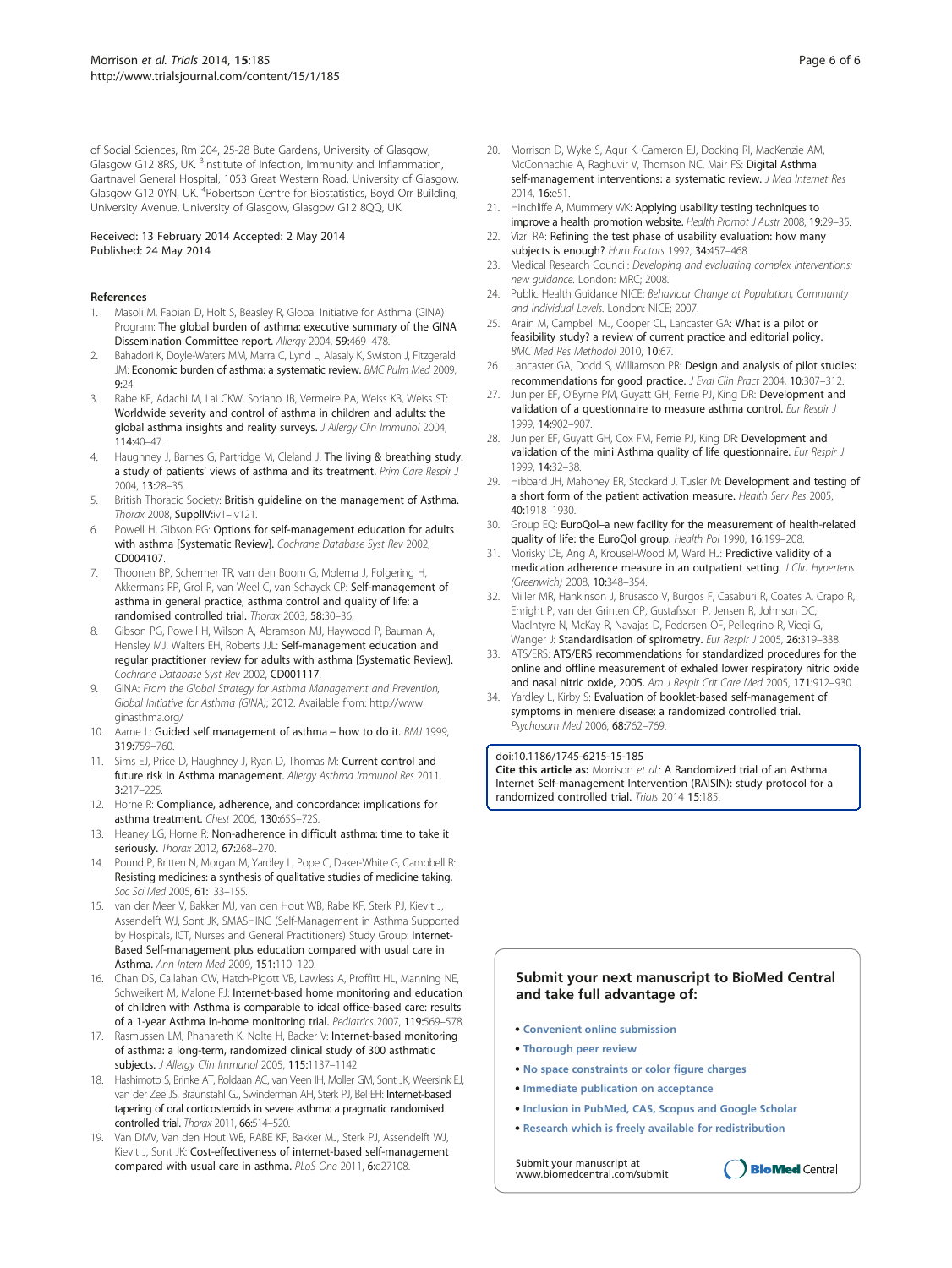of Social Sciences, Rm 204, 25-28 Bute Gardens, University of Glasgow, Glasgow G12 8RS, UK. [3]Institute of Infection, Immunity and Inflammation, Gartnavel General Hospital, 1053 Great Western Road, University of Glasgow, Glasgow G12 0YN, UK. [4]Robertson Centre for Biostatistics, Boyd Orr Building, University Avenue, University of Glasgow, Glasgow G12 8QQ, UK.

Received: 13 February 2014 Accepted: 2 May 2014
Published: 24 May 2014

## References

1. Masoli M, Fabian D, Holt S, Beasley R, Global Initiative for Asthma (GINA) Program: **The global burden of asthma: executive summary of the GINA Dissemination Committee report.** *Allergy* 2004, **59:**469–478.
2. Bahadori K, Doyle-Waters MM, Marra C, Lynd L, Alasaly K, Swiston J, Fitzgerald JM: **Economic burden of asthma: a systematic review.** *BMC Pulm Med* 2009, **9:**24.
3. Rabe KF, Adachi M, Lai CKW, Soriano JB, Vermeire PA, Weiss KB, Weiss ST: **Worldwide severity and control of asthma in children and adults: the global asthma insights and reality surveys.** *J Allergy Clin Immunol* 2004, **114:**40–47.
4. Haughney J, Barnes G, Partridge M, Cleland J: **The living & breathing study: a study of patients' views of asthma and its treatment.** *Prim Care Respir J* 2004, **13:**28–35.
5. British Thoracic Society: **British guideline on the management of Asthma.** *Thorax* 2008, **SupplIV:**iv1–iv121.
6. Powell H, Gibson PG: **Options for self-management education for adults with asthma [Systematic Review].** *Cochrane Database Syst Rev* 2002, **CD004107**.
7. Thoonen BP, Schermer TR, van den Boom G, Molema J, Folgering H, Akkermans RP, Grol R, van Weel C, van Schayck CP: **Self-management of asthma in general practice, asthma control and quality of life: a randomised controlled trial.** *Thorax* 2003, **58:**30–36.
8. Gibson PG, Powell H, Wilson A, Abramson MJ, Haywood P, Bauman A, Hensley MJ, Walters EH, Roberts JJL: **Self-management education and regular practitioner review for adults with asthma [Systematic Review].** *Cochrane Database Syst Rev* 2002, **CD001117**.
9. GINA: *From the Global Strategy for Asthma Management and Prevention, Global Initiative for Asthma (GINA)*; 2012. Available from: http://www.ginasthma.org/
10. Aarne L: **Guided self management of asthma – how to do it.** *BMJ* 1999, **319:**759–760.
11. Sims EJ, Price D, Haughney J, Ryan D, Thomas M: **Current control and future risk in Asthma management.** *Allergy Asthma Immunol Res* 2011, **3:**217–225.
12. Horne R: **Compliance, adherence, and concordance: implications for asthma treatment.** *Chest* 2006, **130:**65S–72S.
13. Heaney LG, Horne R: **Non-adherence in difficult asthma: time to take it seriously.** *Thorax* 2012, **67:**268–270.
14. Pound P, Britten N, Morgan M, Yardley L, Pope C, Daker-White G, Campbell R: **Resisting medicines: a synthesis of qualitative studies of medicine taking.** *Soc Sci Med* 2005, **61:**133–155.
15. van der Meer V, Bakker MJ, van den Hout WB, Rabe KF, Sterk PJ, Kievit J, Assendelft WJ, Sont JK, SMASHING (Self-Management in Asthma Supported by Hospitals, ICT, Nurses and General Practitioners) Study Group: **Internet-Based Self-management plus education compared with usual care in Asthma.** *Ann Intern Med* 2009, **151:**110–120.
16. Chan DS, Callahan CW, Hatch-Pigott VB, Lawless A, Proffitt HL, Manning NE, Schweikert M, Malone FJ: **Internet-based home monitoring and education of children with Asthma is comparable to ideal office-based care: results of a 1-year Asthma in-home monitoring trial.** *Pediatrics* 2007, **119:**569–578.
17. Rasmussen LM, Phanareth K, Nolte H, Backer V: **Internet-based monitoring of asthma: a long-term, randomized clinical study of 300 asthmatic subjects.** *J Allergy Clin Immunol* 2005, **115:**1137–1142.
18. Hashimoto S, Brinke AT, Roldaan AC, van Veen IH, Moller GM, Sont JK, Weersink EJ, van der Zee JS, Braunstahl GJ, Swinderman AH, Sterk PJ, Bel EH: **Internet-based tapering of oral corticosteroids in severe asthma: a pragmatic randomised controlled trial.** *Thorax* 2011, **66:**514–520.
19. Van DMV, Van den Hout WB, RABE KF, Bakker MJ, Sterk PJ, Assendelft WJ, Kievit J, Sont JK: **Cost-effectiveness of internet-based self-management compared with usual care in asthma.** *PLoS One* 2011, **6:**e27108.
20. Morrison D, Wyke S, Agur K, Cameron EJ, Docking RI, MacKenzie AM, McConnachie A, Raghuvir V, Thomson NC, Mair FS: **Digital Asthma self-management interventions: a systematic review.** *J Med Internet Res* 2014, **16:**e51.
21. Hinchliffe A, Mummery WK: **Applying usability testing techniques to improve a health promotion website.** *Health Promot J Austr* 2008, **19:**29–35.
22. Vizri RA: **Refining the test phase of usability evaluation: how many subjects is enough?** *Hum Factors* 1992, **34:**457–468.
23. Medical Research Council: *Developing and evaluating complex interventions: new guidance.* London: MRC; 2008.
24. Public Health Guidance NICE: *Behaviour Change at Population, Community and Individual Levels.* London: NICE; 2007.
25. Arain M, Campbell MJ, Cooper CL, Lancaster GA: **What is a pilot or feasibility study? a review of current practice and editorial policy.** *BMC Med Res Methodol* 2010, **10:**67.
26. Lancaster GA, Dodd S, Williamson PR: **Design and analysis of pilot studies: recommendations for good practice.** *J Eval Clin Pract* 2004, **10:**307–312.
27. Juniper EF, O'Byrne PM, Guyatt GH, Ferrie PJ, King DR: **Development and validation of a questionnaire to measure asthma control.** *Eur Respir J* 1999, **14:**902–907.
28. Juniper EF, Guyatt GH, Cox FM, Ferrie PJ, King DR: **Development and validation of the mini Asthma quality of life questionnaire.** *Eur Respir J* 1999, **14:**32–38.
29. Hibbard JH, Mahoney ER, Stockard J, Tusler M: **Development and testing of a short form of the patient activation measure.** *Health Serv Res* 2005, **40:**1918–1930.
30. Group EQ: **EuroQol–a new facility for the measurement of health-related quality of life: the EuroQol group.** *Health Pol* 1990, **16:**199–208.
31. Morisky DE, Ang A, Krousel-Wood M, Ward HJ: **Predictive validity of a medication adherence measure in an outpatient setting.** *J Clin Hypertens (Greenwich)* 2008, **10:**348–354.
32. Miller MR, Hankinson J, Brusasco V, Burgos F, Casaburi R, Coates A, Crapo R, Enright P, van der Grinten CP, Gustafsson P, Jensen R, Johnson DC, MacIntyre N, McKay R, Navajas D, Pedersen OF, Pellegrino R, Viegi G, Wanger J: **Standardisation of spirometry.** *Eur Respir J* 2005, **26:**319–338.
33. ATS/ERS: **ATS/ERS recommendations for standardized procedures for the online and offline measurement of exhaled lower respiratory nitric oxide and nasal nitric oxide, 2005.** *Am J Respir Crit Care Med* 2005, **171:**912–930.
34. Yardley L, Kirby S: **Evaluation of booklet-based self-management of symptoms in meniere disease: a randomized controlled trial.** *Psychosom Med* 2006, **68:**762–769.

doi:10.1186/1745-6215-15-185
**Cite this article as:** Morrison *et al.*: A Randomized trial of an Asthma Internet Self-management Intervention (RAISIN): study protocol for a randomized controlled trial. *Trials* 2014 **15**:185.

**Submit your next manuscript to BioMed Central and take full advantage of:**

- **Convenient online submission**
- **Thorough peer review**
- **No space constraints or color figure charges**
- **Immediate publication on acceptance**
- **Inclusion in PubMed, CAS, Scopus and Google Scholar**
- **Research which is freely available for redistribution**

Submit your manuscript at
www.biomedcentral.com/submit

BioMed Central